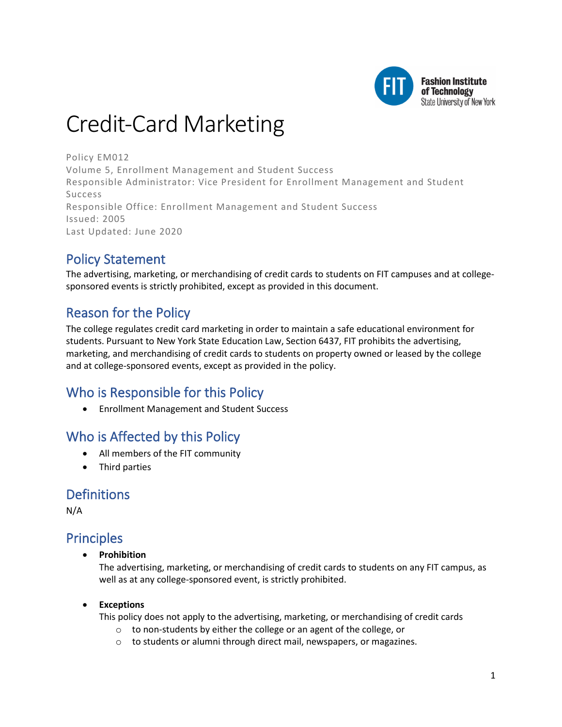# Credit-Card Marketing

Policy EM012
Volume 5, Enrollment Management and Student Success
Responsible Administrator: Vice President for Enrollment Management and Student Success
Responsible Office: Enrollment Management and Student Success
Issued: 2005
Last Updated: June 2020

## Policy Statement

The advertising, marketing, or merchandising of credit cards to students on FIT campuses and at college-sponsored events is strictly prohibited, except as provided in this document.

## Reason for the Policy

The college regulates credit card marketing in order to maintain a safe educational environment for students. Pursuant to New York State Education Law, Section 6437, FIT prohibits the advertising, marketing, and merchandising of credit cards to students on property owned or leased by the college and at college-sponsored events, except as provided in the policy.

## Who is Responsible for this Policy

- Enrollment Management and Student Success

## Who is Affected by this Policy

- All members of the FIT community
- Third parties

## Definitions

N/A

## Principles

- **Prohibition**
  The advertising, marketing, or merchandising of credit cards to students on any FIT campus, as well as at any college-sponsored event, is strictly prohibited.

- **Exceptions**
  This policy does not apply to the advertising, marketing, or merchandising of credit cards
  - to non-students by either the college or an agent of the college, or
  - to students or alumni through direct mail, newspapers, or magazines.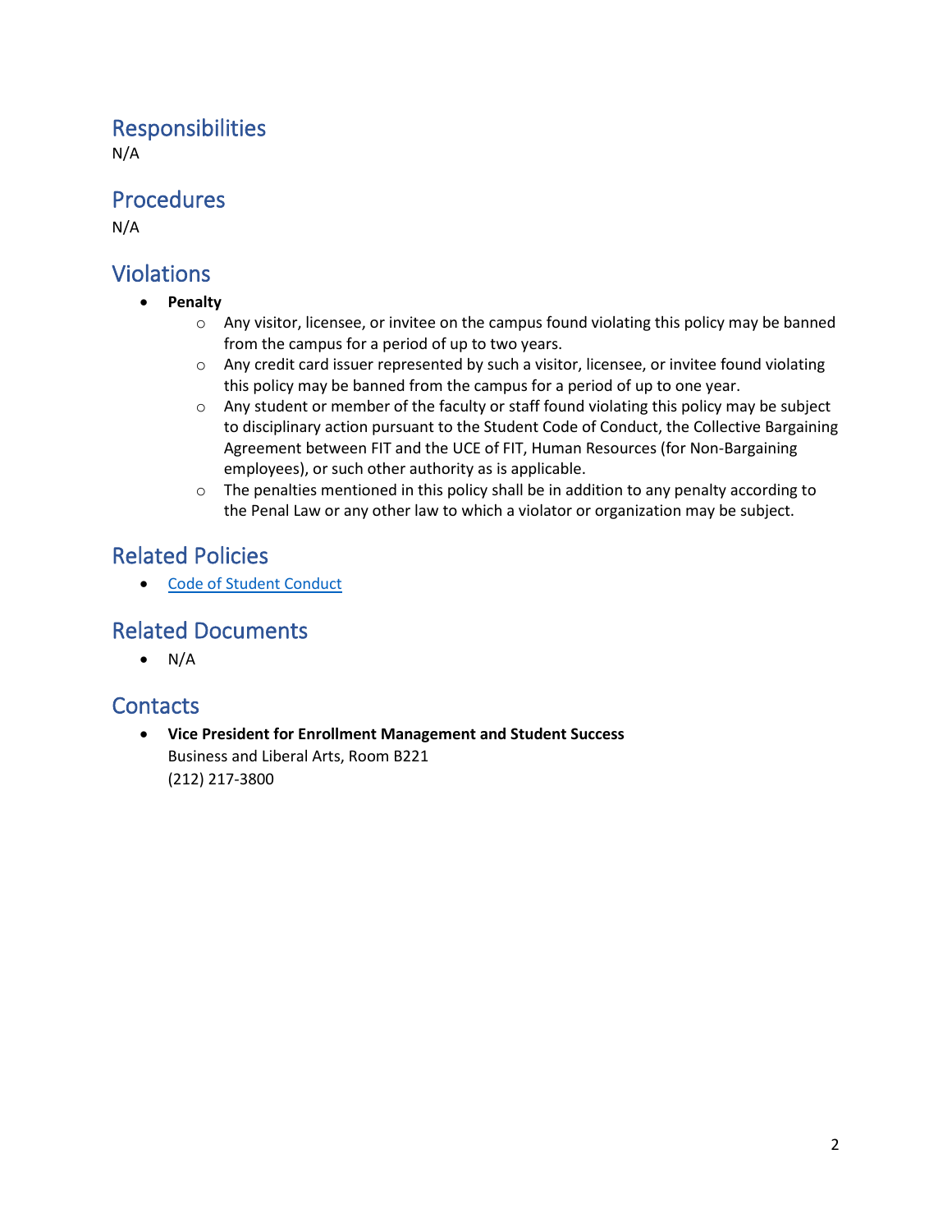## Responsibilities

N/A

## Procedures

N/A

## Violations

- **Penalty**
  - Any visitor, licensee, or invitee on the campus found violating this policy may be banned from the campus for a period of up to two years.
  - Any credit card issuer represented by such a visitor, licensee, or invitee found violating this policy may be banned from the campus for a period of up to one year.
  - Any student or member of the faculty or staff found violating this policy may be subject to disciplinary action pursuant to the Student Code of Conduct, the Collective Bargaining Agreement between FIT and the UCE of FIT, Human Resources (for Non-Bargaining employees), or such other authority as is applicable.
  - The penalties mentioned in this policy shall be in addition to any penalty according to the Penal Law or any other law to which a violator or organization may be subject.

## Related Policies

- Code of Student Conduct

## Related Documents

- N/A

## Contacts

- **Vice President for Enrollment Management and Student Success**
  Business and Liberal Arts, Room B221
  (212) 217-3800